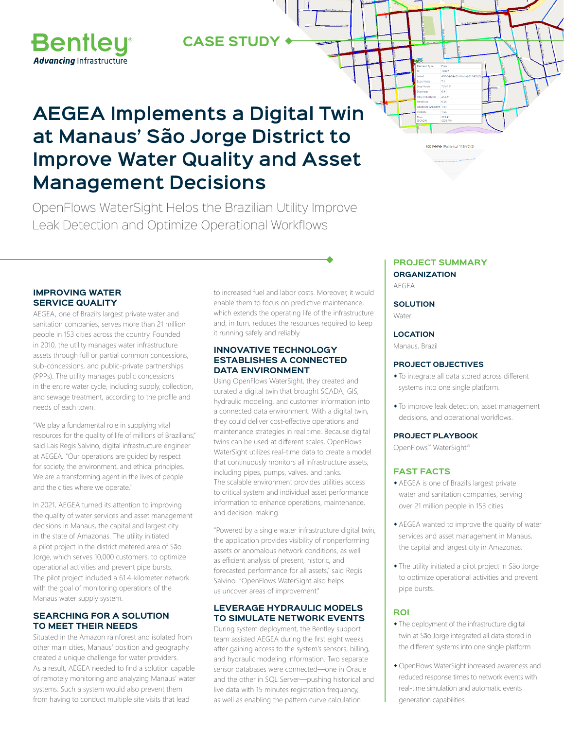Bentley®
Advancing Infrastructure

CASE STUDY

# AEGEA Implements a Digital Twin at Manaus' São Jorge District to Improve Water Quality and Asset Management Decisions

OpenFlows WaterSight Helps the Brazilian Utility Improve Leak Detection and Optimize Operational Workflows

## IMPROVING WATER SERVICE QUALITY

AEGEA, one of Brazil's largest private water and sanitation companies, serves more than 21 million people in 153 cities across the country. Founded in 2010, the utility manages water infrastructure assets through full or partial common concessions, sub-concessions, and public-private partnerships (PPPs). The utility manages public concessions in the entire water cycle, including supply, collection, and sewage treatment, according to the profile and needs of each town.

"We play a fundamental role in supplying vital resources for the quality of life of millions of Brazilians," said Lais Regis Salvino, digital infrastructure engineer at AEGEA. "Our operations are guided by respect for society, the environment, and ethical principles. We are a transforming agent in the lives of people and the cities where we operate."

In 2021, AEGEA turned its attention to improving the quality of water services and asset management decisions in Manaus, the capital and largest city in the state of Amazonas. The utility initiated a pilot project in the district metered area of São Jorge, which serves 10,000 customers, to optimize operational activities and prevent pipe bursts. The pilot project included a 61.4-kilometer network with the goal of monitoring operations of the Manaus water supply system.

## SEARCHING FOR A SOLUTION TO MEET THEIR NEEDS

Situated in the Amazon rainforest and isolated from other main cities, Manaus' position and geography created a unique challenge for water providers. As a result, AEGEA needed to find a solution capable of remotely monitoring and analyzing Manaus' water systems. Such a system would also prevent them from having to conduct multiple site visits that lead to increased fuel and labor costs. Moreover, it would enable them to focus on predictive maintenance, which extends the operating life of the infrastructure and, in turn, reduces the resources required to keep it running safely and reliably.

## INNOVATIVE TECHNOLOGY ESTABLISHES A CONNECTED DATA ENVIRONMENT

Using OpenFlows WaterSight, they created and curated a digital twin that brought SCADA, GIS, hydraulic modeling, and customer information into a connected data environment. With a digital twin, they could deliver cost-effective operations and maintenance strategies in real time. Because digital twins can be used at different scales, OpenFlows WaterSight utilizes real-time data to create a model that continuously monitors all infrastructure assets, including pipes, pumps, valves, and tanks. The scalable environment provides utilities access to critical system and individual asset performance information to enhance operations, maintenance, and decision-making.

"Powered by a single water infrastructure digital twin, the application provides visibility of nonperforming assets or anomalous network conditions, as well as efficient analysis of present, historic, and forecasted performance for all assets," said Regis Salvino. "OpenFlows WaterSight also helps us uncover areas of improvement."

## LEVERAGE HYDRAULIC MODELS TO SIMULATE NETWORK EVENTS

During system deployment, the Bentley support team assisted AEGEA during the first eight weeks after gaining access to the system's sensors, billing, and hydraulic modeling information. Two separate sensor databases were connected—one in Oracle and the other in SQL Server—pushing historical and live data with 15 minutes registration frequency, as well as enabling the pattern curve calculation

## PROJECT SUMMARY

### ORGANIZATION

AEGEA

### SOLUTION

Water

### LOCATION

Manaus, Brazil

### PROJECT OBJECTIVES

- To integrate all data stored across different systems into one single platform.
- To improve leak detection, asset management decisions, and operational workflows.

### PROJECT PLAYBOOK

OpenFlows™ WaterSight®

## FAST FACTS

- AEGEA is one of Brazil's largest private water and sanitation companies, serving over 21 million people in 153 cities.
- AEGEA wanted to improve the quality of water services and asset management in Manaus, the capital and largest city in Amazonas.
- The utility initiated a pilot project in São Jorge to optimize operational activities and prevent pipe bursts.

## ROI

- The deployment of the infrastructure digital twin at São Jorge integrated all data stored in the different systems into one single platform.
- OpenFlows WaterSight increased awareness and reduced response times to network events with real-time simulation and automatic events generation capabilities.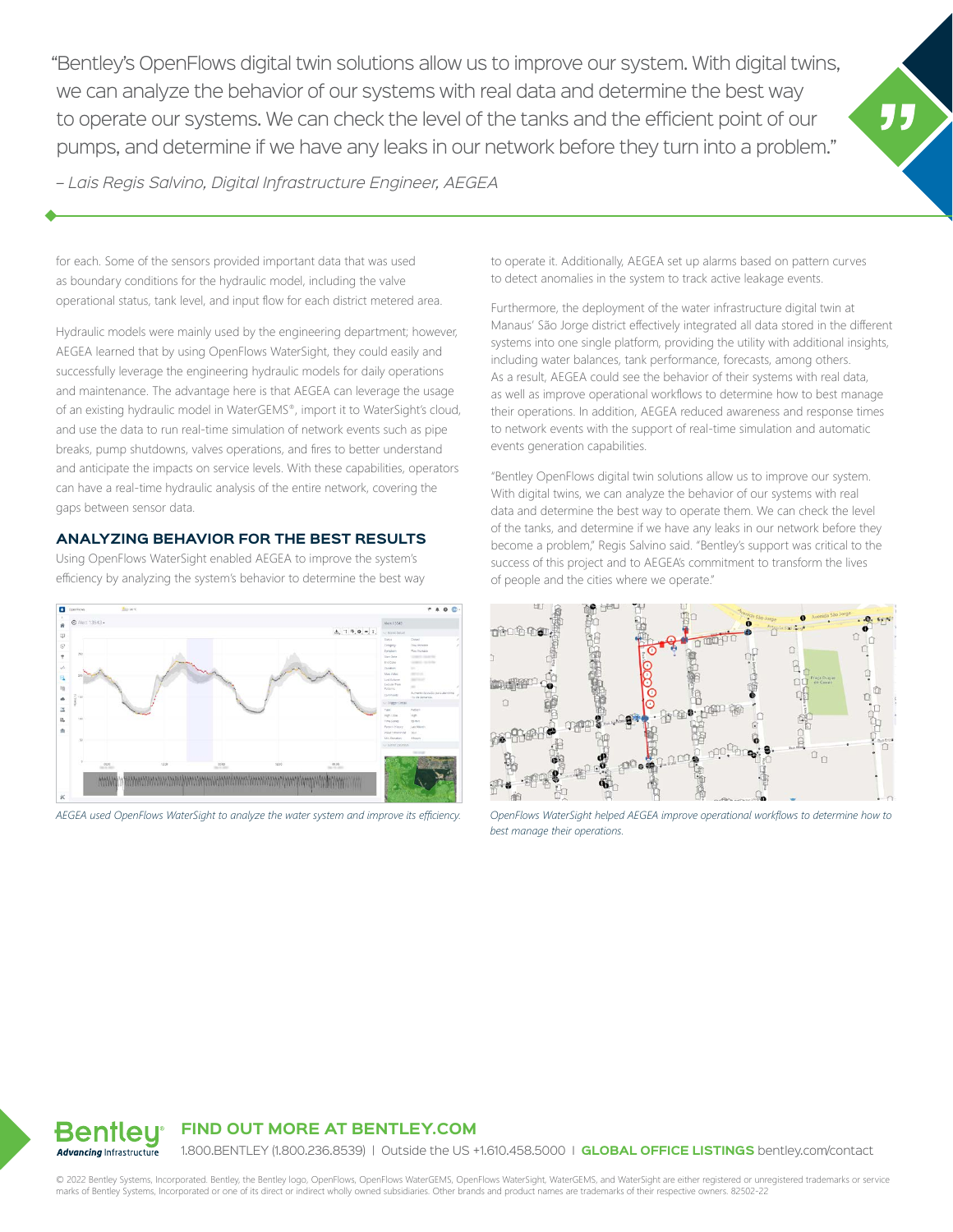"Bentley's OpenFlows digital twin solutions allow us to improve our system. With digital twins, we can analyze the behavior of our systems with real data and determine the best way to operate our systems. We can check the level of the tanks and the efficient point of our pumps, and determine if we have any leaks in our network before they turn into a problem."

*– Lais Regis Salvino, Digital Infrastructure Engineer, AEGEA*

for each. Some of the sensors provided important data that was used as boundary conditions for the hydraulic model, including the valve operational status, tank level, and input flow for each district metered area.

Hydraulic models were mainly used by the engineering department; however, AEGEA learned that by using OpenFlows WaterSight, they could easily and successfully leverage the engineering hydraulic models for daily operations and maintenance. The advantage here is that AEGEA can leverage the usage of an existing hydraulic model in WaterGEMS®, import it to WaterSight's cloud, and use the data to run real-time simulation of network events such as pipe breaks, pump shutdowns, valves operations, and fires to better understand and anticipate the impacts on service levels. With these capabilities, operators can have a real-time hydraulic analysis of the entire network, covering the gaps between sensor data.

## ANALYZING BEHAVIOR FOR THE BEST RESULTS

Using OpenFlows WaterSight enabled AEGEA to improve the system's efficiency by analyzing the system's behavior to determine the best way to operate it. Additionally, AEGEA set up alarms based on pattern curves to detect anomalies in the system to track active leakage events.

Furthermore, the deployment of the water infrastructure digital twin at Manaus' São Jorge district effectively integrated all data stored in the different systems into one single platform, providing the utility with additional insights, including water balances, tank performance, forecasts, among others. As a result, AEGEA could see the behavior of their systems with real data, as well as improve operational workflows to determine how to best manage their operations. In addition, AEGEA reduced awareness and response times to network events with the support of real-time simulation and automatic events generation capabilities.

"Bentley OpenFlows digital twin solutions allow us to improve our system. With digital twins, we can analyze the behavior of our systems with real data and determine the best way to operate them. We can check the level of the tanks, and determine if we have any leaks in our network before they become a problem," Regis Salvino said. "Bentley's support was critical to the success of this project and to AEGEA's commitment to transform the lives of people and the cities where we operate."

*AEGEA used OpenFlows WaterSight to analyze the water system and improve its efficiency.*

*OpenFlows WaterSight helped AEGEA improve operational workflows to determine how to best manage their operations.*

**FIND OUT MORE AT BENTLEY.COM**

1.800.BENTLEY (1.800.236.8539) | Outside the US +1.610.458.5000 | **GLOBAL OFFICE LISTINGS** bentley.com/contact

© 2022 Bentley Systems, Incorporated. Bentley, the Bentley logo, OpenFlows, OpenFlows WaterGEMS, OpenFlows WaterSight, WaterGEMS, and WaterSight are either registered or unregistered trademarks or service marks of Bentley Systems, Incorporated or one of its direct or indirect wholly owned subsidiaries. Other brands and product names are trademarks of their respective owners. 82502-22